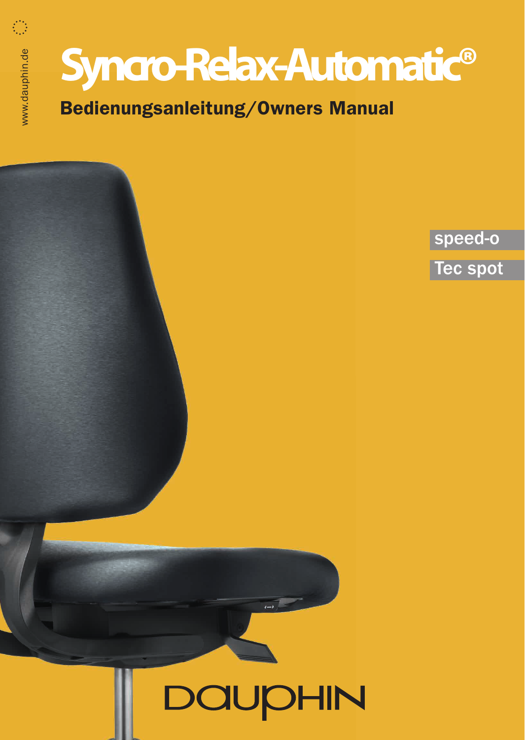www.dauphin.de

# Syncro-Relax-Automatic®

## Bedienungsanleitung/Owners Manual

speed-o

Tec spot

DAUPHIN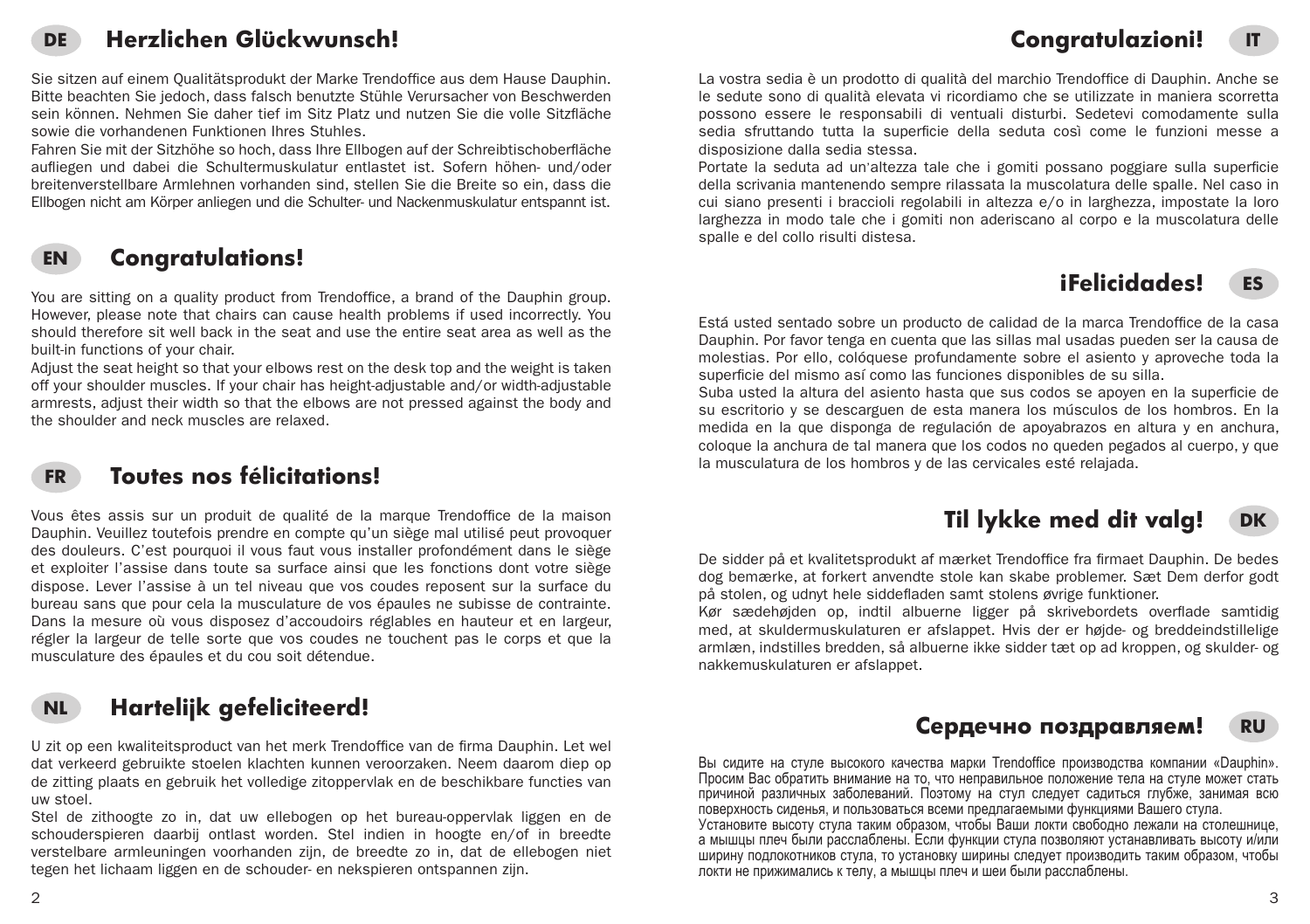## DE Herzlichen Glückwunsch!

Sie sitzen auf einem Qualitätsprodukt der Marke Trendoffice aus dem Hause Dauphin. Bitte beachten Sie jedoch, dass falsch benutzte Stühle Verursacher von Beschwerden sein können. Nehmen Sie daher tief im Sitz Platz und nutzen Sie die volle Sitzfläche sowie die vorhandenen Funktionen Ihres Stuhles.
Fahren Sie mit der Sitzhöhe so hoch, dass Ihre Ellbogen auf der Schreibtischoberfläche aufliegen und dabei die Schultermuskulatur entlastet ist. Sofern höhen- und/oder breitenverstellbare Armlehnen vorhanden sind, stellen Sie die Breite so ein, dass die Ellbogen nicht am Körper anliegen und die Schulter- und Nackenmuskulatur entspannt ist.

## EN Congratulations!

You are sitting on a quality product from Trendoffice, a brand of the Dauphin group. However, please note that chairs can cause health problems if used incorrectly. You should therefore sit well back in the seat and use the entire seat area as well as the built-in functions of your chair.
Adjust the seat height so that your elbows rest on the desk top and the weight is taken off your shoulder muscles. If your chair has height-adjustable and/or width-adjustable armrests, adjust their width so that the elbows are not pressed against the body and the shoulder and neck muscles are relaxed.

## FR Toutes nos félicitations!

Vous êtes assis sur un produit de qualité de la marque Trendoffice de la maison Dauphin. Veuillez toutefois prendre en compte qu'un siège mal utilisé peut provoquer des douleurs. C'est pourquoi il vous faut vous installer profondément dans le siège et exploiter l'assise dans toute sa surface ainsi que les fonctions dont votre siège dispose. Lever l'assise à un tel niveau que vos coudes reposent sur la surface du bureau sans que pour cela la musculature de vos épaules ne subisse de contrainte. Dans la mesure où vous disposez d'accoudoirs réglables en hauteur et en largeur, régler la largeur de telle sorte que vos coudes ne touchent pas le corps et que la musculature des épaules et du cou soit détendue.

## NL Hartelijk gefeliciteerd!

U zit op een kwaliteitsproduct van het merk Trendoffice van de firma Dauphin. Let wel dat verkeerd gebruikte stoelen klachten kunnen veroorzaken. Neem daarom diep op de zitting plaats en gebruik het volledige zitoppervlak en de beschikbare functies van uw stoel.
Stel de zithoogte zo in, dat uw ellebogen op het bureau-oppervlak liggen en de schouderspieren daarbij ontlast worden. Stel indien in hoogte en/of in breedte verstelbare armleuningen voorhanden zijn, de breedte zo in, dat de ellebogen niet tegen het lichaam liggen en de schouder- en nekspieren ontspannen zijn.

## Congratulazioni! IT

La vostra sedia è un prodotto di qualità del marchio Trendoffice di Dauphin. Anche se le sedute sono di qualità elevata vi ricordiamo che se utilizzate in maniera scorretta possono essere le responsabili di ventuali disturbi. Sedetevi comodamente sulla sedia sfruttando tutta la superficie della seduta così come le funzioni messe a disposizione dalla sedia stessa.
Portate la seduta ad un'altezza tale che i gomiti possano poggiare sulla superficie della scrivania mantenendo sempre rilassata la muscolatura delle spalle. Nel caso in cui siano presenti i braccioli regolabili in altezza e/o in larghezza, impostate la loro larghezza in modo tale che i gomiti non aderiscano al corpo e la muscolatura delle spalle e del collo risulti distesa.

## ¡Felicidades! ES

Está usted sentado sobre un producto de calidad de la marca Trendoffice de la casa Dauphin. Por favor tenga en cuenta que las sillas mal usadas pueden ser la causa de molestias. Por ello, colóquese profundamente sobre el asiento y aproveche toda la superficie del mismo así como las funciones disponibles de su silla.
Suba usted la altura del asiento hasta que sus codos se apoyen en la superficie de su escritorio y se descarguen de esta manera los músculos de los hombros. En la medida en la que disponga de regulación de apoyabrazos en altura y en anchura, coloque la anchura de tal manera que los codos no queden pegados al cuerpo, y que la musculatura de los hombros y de las cervicales esté relajada.

## Til lykke med dit valg! DK

De sidder på et kvalitetsprodukt af mærket Trendoffice fra firmaet Dauphin. De bedes dog bemærke, at forkert anvendte stole kan skabe problemer. Sæt Dem derfor godt på stolen, og udnyt hele siddefladen samt stolens øvrige funktioner.
Kør sædehøjden op, indtil albuerne ligger på skrivebordets overflade samtidig med, at skuldermuskulaturen er afslappet. Hvis der er højde- og breddeindstillelige armlæn, indstilles bredden, så albuerne ikke sidder tæt op ad kroppen, og skulder- og nakkemuskulaturen er afslappet.

## Сердечно поздравляем! RU

Вы сидите на стуле высокого качества марки Trendoffice производства компании «Dauphin». Просим Вас обратить внимание на то, что неправильное положение тела на стуле может стать причиной различных заболеваний. Поэтому на стул следует садиться глубже, занимая всю поверхность сиденья, и пользоваться всеми предлагаемыми функциями Вашего стула.
Установите высоту стула таким образом, чтобы Ваши локти свободно лежали на столешнице, а мышцы плеч были расслаблены. Если функции стула позволяют устанавливать высоту и/или ширину подлокотников стула, то установку ширины следует производить таким образом, чтобы локти не прижимались к телу, а мышцы плеч и шеи были расслаблены.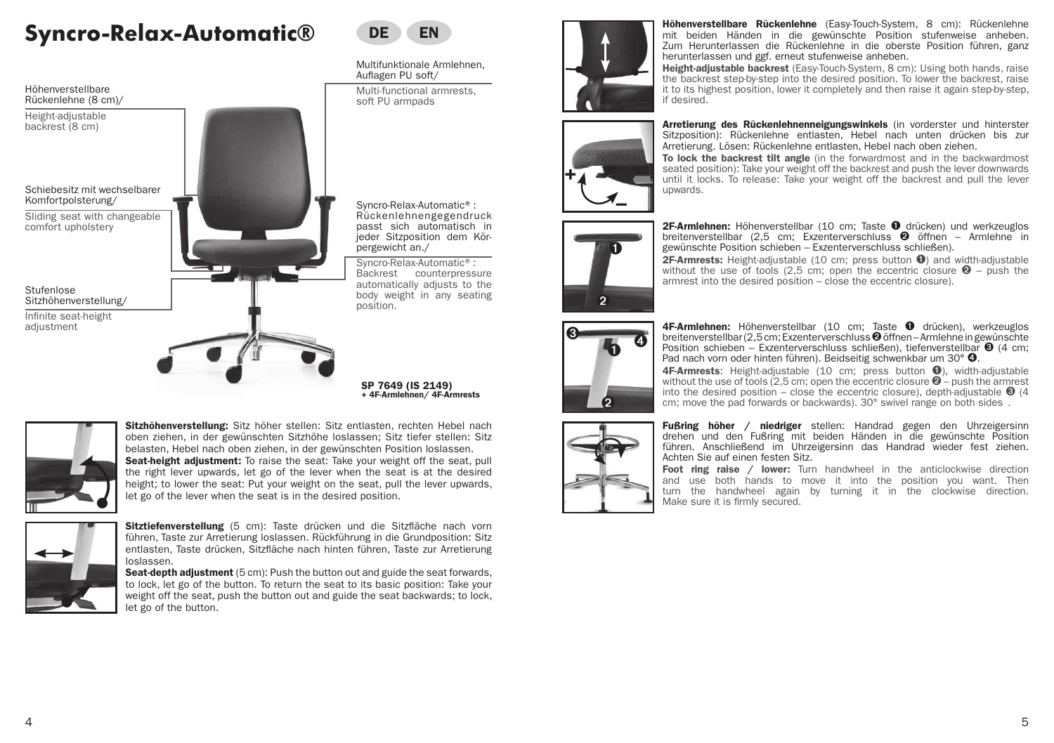# Syncro-Relax-Automatic®

DE EN

Höhenverstellbare Rückenlehne (8 cm)/

Height-adjustable backrest (8 cm)

Schiebesitz mit wechselbarer Komfortpolsterung/

Sliding seat with changeable comfort upholstery

Stufenlose Sitzhöhenverstellung/

Infinite seat-height adjustment

Multifunktionale Armlehnen, Auflagen PU soft/

Multi-functional armrests, soft PU armpads

Syncro-Relax-Automatic® : Rückenlehnengegendruck passt sich automatisch in jeder Sitzposition dem Körpergewicht an./

Syncro-Relax-Automatic® : Backrest counterpressure automatically adjusts to the body weight in any seating position.

**SP 7649 (IS 2149)**
**+ 4F-Armlehnen/ 4F-Armrests**

**Sitzhöhenverstellung:** Sitz höher stellen: Sitz entlasten, rechten Hebel nach oben ziehen, in der gewünschten Sitzhöhe loslassen; Sitz tiefer stellen: Sitz belasten, Hebel nach oben ziehen, in der gewünschten Position loslassen.

**Seat-height adjustment:** To raise the seat: Take your weight off the seat, pull the right lever upwards, let go of the lever when the seat is at the desired height; to lower the seat: Put your weight on the seat, pull the lever upwards, let go of the lever when the seat is in the desired position.

**Sitztiefenverstellung** (5 cm): Taste drücken und die Sitzfläche nach vorn führen, Taste zur Arretierung loslassen. Rückführung in die Grundposition: Sitz entlasten, Taste drücken, Sitzfläche nach hinten führen, Taste zur Arretierung loslassen.

**Seat-depth adjustment** (5 cm): Push the button out and guide the seat forwards, to lock, let go of the button. To return the seat to its basic position: Take your weight off the seat, push the button out and guide the seat backwards; to lock, let go of the button.

**Höhenverstellbare Rückenlehne** (Easy-Touch-System, 8 cm): Rückenlehne mit beiden Händen in die gewünschte Position stufenweise anheben. Zum Herunterlassen die Rückenlehne in die oberste Position führen, ganz herunterlassen und ggf. erneut stufenweise anheben.

**Height-adjustable backrest** (Easy-Touch-System, 8 cm): Using both hands, raise the backrest step-by-step into the desired position. To lower the backrest, raise it to its highest position, lower it completely and then raise it again step-by-step, if desired.

**Arretierung des Rückenlehnenneigungswinkels** (in vorderster und hinterster Sitzposition): Rückenlehne entlasten, Hebel nach unten drücken bis zur Arretierung. Lösen: Rückenlehne entlasten, Hebel nach oben ziehen.

**To lock the backrest tilt angle** (in the forwardmost and in the backwardmost seated position): Take your weight off the backrest and push the lever downwards until it locks. To release: Take your weight off the backrest and pull the lever upwards.

**2F-Armlehnen:** Höhenverstellbar (10 cm; Taste ❶ drücken) und werkzeuglos breitenverstellbar (2,5 cm; Exzenterverschluss ❷ öffnen – Armlehne in gewünschte Position schieben – Exzenterverschluss schließen).

**2F-Armrests:** Height-adjustable (10 cm; press button ❶) and width-adjustable without the use of tools (2,5 cm; open the eccentric closure ❷ – push the armrest into the desired position – close the eccentric closure).

**4F-Armlehnen:** Höhenverstellbar (10 cm; Taste ❶ drücken), werkzeuglos breitenverstellbar (2,5 cm; Exzenterverschluss ❷ öffnen – Armlehne in gewünschte Position schieben – Exzenterverschluss schließen), tiefenverstellbar ❸ (4 cm; Pad nach vorn oder hinten führen). Beidseitig schwenkbar um 30° ❹.

**4F-Armrests**: Height-adjustable (10 cm; press button ❶), width-adjustable without the use of tools (2,5 cm; open the eccentric closure ❷ – push the armrest into the desired position – close the eccentric closure), depth-adjustable ❸ (4 cm; move the pad forwards or backwards). 30° swivel range on both sides .

**Fußring höher / niedriger** stellen: Handrad gegen den Uhrzeigersinn drehen und den Fußring mit beiden Händen in die gewünschte Position führen. Anschließend im Uhrzeigersinn das Handrad wieder fest ziehen. Achten Sie auf einen festen Sitz.

**Foot ring raise / lower:** Turn handwheel in the anticlockwise direction and use both hands to move it into the position you want. Then turn the handwheel again by turning it in the clockwise direction. Make sure it is firmly secured.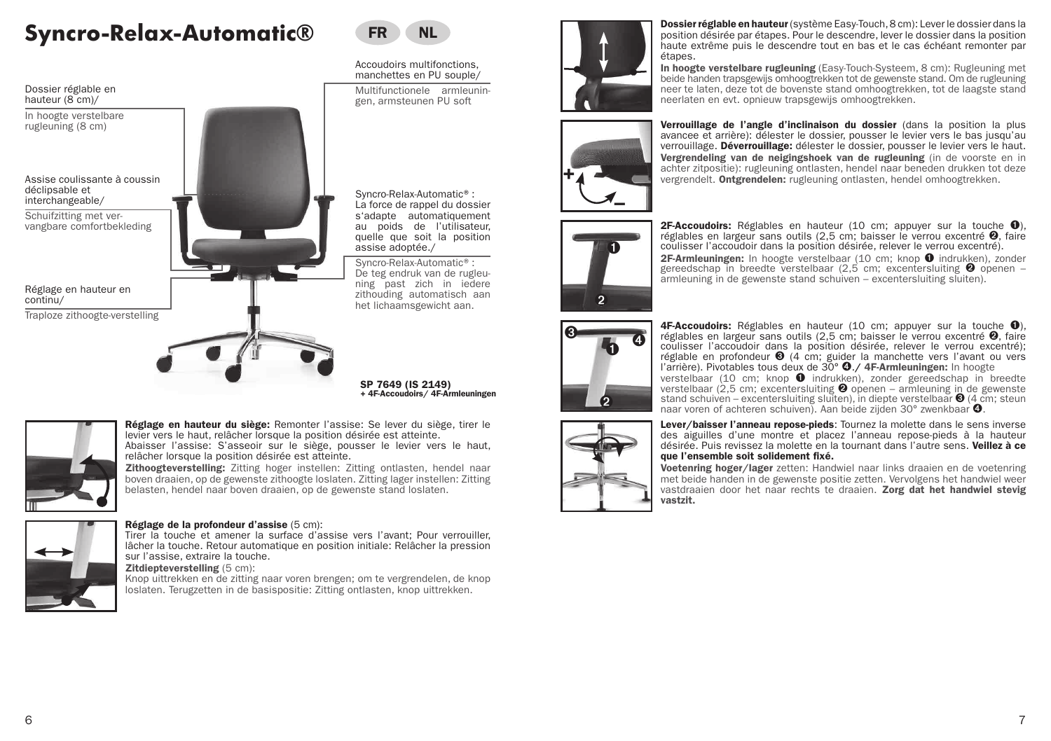# Syncro-Relax-Automatic®

FR NL

Dossier réglable en hauteur (8 cm)/

In hoogte verstelbare rugleuning (8 cm)

Assise coulissante à coussin déclipsable et interchangeable/

Schuifzitting met vervangbare comfortbekleding

Réglage en hauteur en continu/

Traploze zithoogte-verstelling

Accoudoirs multifonctions, manchettes en PU souple/

Multifunctionele armleuningen, armsteunen PU soft

Syncro-Relax-Automatic® : La force de rappel du dossier s'adapte automatiquement au poids de l'utilisateur, quelle que soit la position assise adoptée./

Syncro-Relax-Automatic® : De teg endruk van de rugleuning past zich in iedere zithouding automatisch aan het lichaamsgewicht aan.

**SP 7649 (IS 2149)**
**+ 4F-Accoudoirs/ 4F-Armleuningen**

**Réglage en hauteur du siège:** Remonter l'assise: Se lever du siège, tirer le levier vers le haut, relâcher lorsque la position désirée est atteinte.
Abaisser l'assise: S'asseoir sur le siège, pousser le levier vers le haut, relâcher lorsque la position désirée est atteinte.

**Zithoogteverstelling:** Zitting hoger instellen: Zitting ontlasten, hendel naar boven draaien, op de gewenste zithoogte loslaten. Zitting lager instellen: Zitting belasten, hendel naar boven draaien, op de gewenste stand loslaten.

**Réglage de la profondeur d'assise** (5 cm):
Tirer la touche et amener la surface d'assise vers l'avant; Pour verrouiller, lâcher la touche. Retour automatique en position initiale: Relâcher la pression sur l'assise, extraire la touche.

**Zitdiepteverstelling** (5 cm):
Knop uittrekken en de zitting naar voren brengen; om te vergrendelen, de knop loslaten. Terugzetten in de basispositie: Zitting ontlasten, knop uittrekken.

**Dossier réglable en hauteur** (système Easy-Touch, 8 cm): Lever le dossier dans la position désirée par étapes. Pour le descendre, lever le dossier dans la position haute extrême puis le descendre tout en bas et le cas échéant remonter par étapes.

**In hoogte verstelbare rugleuning** (Easy-Touch-Systeem, 8 cm): Rugleuning met beide handen trapsgewijs omhoogtrekken tot de gewenste stand. Om de rugleuning neer te laten, deze tot de bovenste stand omhoogtrekken, tot de laagste stand neerlaten en evt. opnieuw trapsgewijs omhoogtrekken.

**Verrouillage de l'angle d'inclinaison du dossier** (dans la position la plus avancee et arrière): délester le dossier, pousser le levier vers le bas jusqu'au verrouillage. **Déverrouillage:** délester le dossier, pousser le levier vers le haut.
**Vergrendeling van de neigingshoek van de rugleuning** (in de voorste en in achter zitpositie): rugleuning ontlasten, hendel naar beneden drukken tot deze vergrendelt. **Ontgrendelen:** rugleuning ontlasten, hendel omhoogtrekken.

**2F-Accoudoirs:** Réglables en hauteur (10 cm; appuyer sur la touche ➊), réglables en largeur sans outils (2,5 cm; baisser le verrou excentré ➋, faire coulisser l'accoudoir dans la position désirée, relever le verrou excentré).
**2F-Armleuningen:** In hoogte verstelbaar (10 cm; knop ➊ indrukken), zonder gereedschap in breedte verstelbaar (2,5 cm; excentersluiting ➋ openen – armleuning in de gewenste stand schuiven – excentersluiting sluiten).

**4F-Accoudoirs:** Réglables en hauteur (10 cm; appuyer sur la touche ➊), réglables en largeur sans outils (2,5 cm; baisser le verrou excentré ➋, faire coulisser l'accoudoir dans la position désirée, relever le verrou excentré); réglable en profondeur ➌ (4 cm; guider la manchette vers l'avant ou vers l'arrière). Pivotables tous deux de 30° ➍. **/ 4F-Armleuningen:** In hoogte verstelbaar (10 cm; knop ➊ indrukken), zonder gereedschap in breedte verstelbaar (2,5 cm; excentersluiting ➋ openen – armleuning in de gewenste stand schuiven – excentersluiting sluiten), in diepte verstelbaar ➌ (4 cm; steun naar voren of achteren schuiven). Aan beide zijden 30° zwenkbaar ➍.

**Lever/baisser l'anneau repose-pieds**: Tournez la molette dans le sens inverse des aiguilles d'une montre et placez l'anneau repose-pieds à la hauteur désirée. Puis revissez la molette en la tournant dans l'autre sens. **Veillez à ce que l'ensemble soit solidement fixé.**

**Voetenring hoger/lager** zetten: Handwiel naar links draaien en de voetenring met beide handen in de gewenste positie zetten. Vervolgens het handwiel weer vastdraaien door het naar rechts te draaien. **Zorg dat het handwiel stevig vastzit.**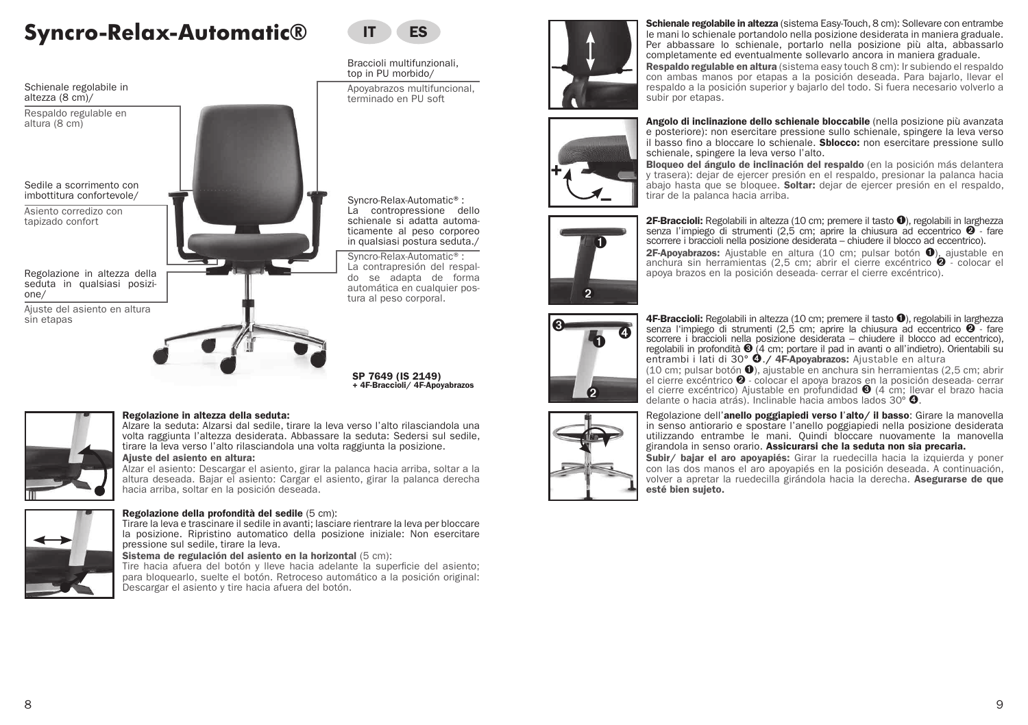# Syncro-Relax-Automatic®

IT ES

Schienale regolabile in altezza (8 cm)/

Respaldo regulable en altura (8 cm)

Sedile a scorrimento con imbottitura confortevole/

Asiento corredizo con tapizado confort

Regolazione in altezza della seduta in qualsiasi posizione/

Ajuste del asiento en altura sin etapas

Braccioli multifunzionali, top in PU morbido/

Apoyabrazos multifuncional, terminado en PU soft

Syncro-Relax-Automatic® : La contropressione dello schienale si adatta automaticamente al peso corporeo in qualsiasi postura seduta./

Syncro-Relax-Automatic® : La contrapresión del respaldo se adapta de forma automática en cualquier postura al peso corporal.

**SP 7649 (IS 2149)**
**+ 4F-Braccioli/ 4F-Apoyabrazos**

**Regolazione in altezza della seduta:**
Alzare la seduta: Alzarsi dal sedile, tirare la leva verso l'alto rilasciandola una volta raggiunta l'altezza desiderata. Abbassare la seduta: Sedersi sul sedile, tirare la leva verso l'alto rilasciandola una volta raggiunta la posizione.

**Ajuste del asiento en altura:**
Alzar el asiento: Descargar el asiento, girar la palanca hacia arriba, soltar a la altura deseada. Bajar el asiento: Cargar el asiento, girar la palanca derecha hacia arriba, soltar en la posición deseada.

**Regolazione della profondità del sedile** (5 cm):
Tirare la leva e trascinare il sedile in avanti; lasciare rientrare la leva per bloccare la posizione. Ripristino automatico della posizione iniziale: Non esercitare pressione sul sedile, tirare la leva.

**Sistema de regulación del asiento en la horizontal** (5 cm):
Tire hacia afuera del botón y lleve hacia adelante la superficie del asiento; para bloquearlo, suelte el botón. Retroceso automático a la posición original: Descargar el asiento y tire hacia afuera del botón.

**Schienale regolabile in altezza** (sistema Easy-Touch, 8 cm): Sollevare con entrambe le mani lo schienale portandolo nella posizione desiderata in maniera graduale. Per abbassare lo schienale, portarlo nella posizione più alta, abbassarlo completamente ed eventualmente sollevarlo ancora in maniera graduale.

**Respaldo regulable en altura** (sistema easy touch 8 cm): Ir subiendo el respaldo con ambas manos por etapas a la posición deseada. Para bajarlo, llevar el respaldo a la posición superior y bajarlo del todo. Si fuera necesario volverlo a subir por etapas.

**Angolo di inclinazione dello schienale bloccabile** (nella posizione più avanzata e posteriore): non esercitare pressione sullo schienale, spingere la leva verso il basso fino a bloccare lo schienale. **Sblocco:** non esercitare pressione sullo schienale, spingere la leva verso l'alto.

**Bloqueo del ángulo de inclinación del respaldo** (en la posición más delantera y trasera): dejar de ejercer presión en el respaldo, presionar la palanca hacia abajo hasta que se bloquee. **Soltar:** dejar de ejercer presión en el respaldo, tirar de la palanca hacia arriba.

**2F-Braccioli:** Regolabili in altezza (10 cm; premere il tasto ❶), regolabili in larghezza senza l'impiego di strumenti (2,5 cm; aprire la chiusura ad eccentrico ❷ - fare scorrere i braccioli nella posizione desiderata – chiudere il blocco ad eccentrico).

**2F-Apoyabrazos:** Ajustable en altura (10 cm; pulsar botón ❶), ajustable en anchura sin herramientas (2,5 cm; abrir el cierre excéntrico ❷ - colocar el apoya brazos en la posición deseada- cerrar el cierre excéntrico).

**4F-Braccioli:** Regolabili in altezza (10 cm; premere il tasto ❶), regolabili in larghezza senza l'impiego di strumenti (2,5 cm; aprire la chiusura ad eccentrico ❷ - fare scorrere i braccioli nella posizione desiderata – chiudere il blocco ad eccentrico), regolabili in profondità ❸ (4 cm; portare il pad in avanti o all'indietro). Orientabili su entrambi i lati di 30° ❹./ **4F-Apoyabrazos:** Ajustable en altura (10 cm; pulsar botón ❶), ajustable en anchura sin herramientas (2,5 cm; abrir el cierre excéntrico ❷ - colocar el apoya brazos en la posición deseada- cerrar el cierre excéntrico) Ajustable en profundidad ❸ (4 cm; llevar el brazo hacia delante o hacia atrás). Inclinable hacia ambos lados 30° ❹.

Regolazione dell'**anello poggiapiedi verso l'alto/ il basso**: Girare la manovella in senso antiorario e spostare l'anello poggiapiedi nella posizione desiderata utilizzando entrambe le mani. Quindi bloccare nuovamente la manovella girandola in senso orario. **Assicurarsi che la seduta non sia precaria.**

**Subir/ bajar el aro apoyapiés:** Girar la ruedecilla hacia la izquierda y poner con las dos manos el aro apoyapiés en la posición deseada. A continuación, volver a apretar la ruedecilla girándola hacia la derecha. **Asegurarse de que esté bien sujeto.**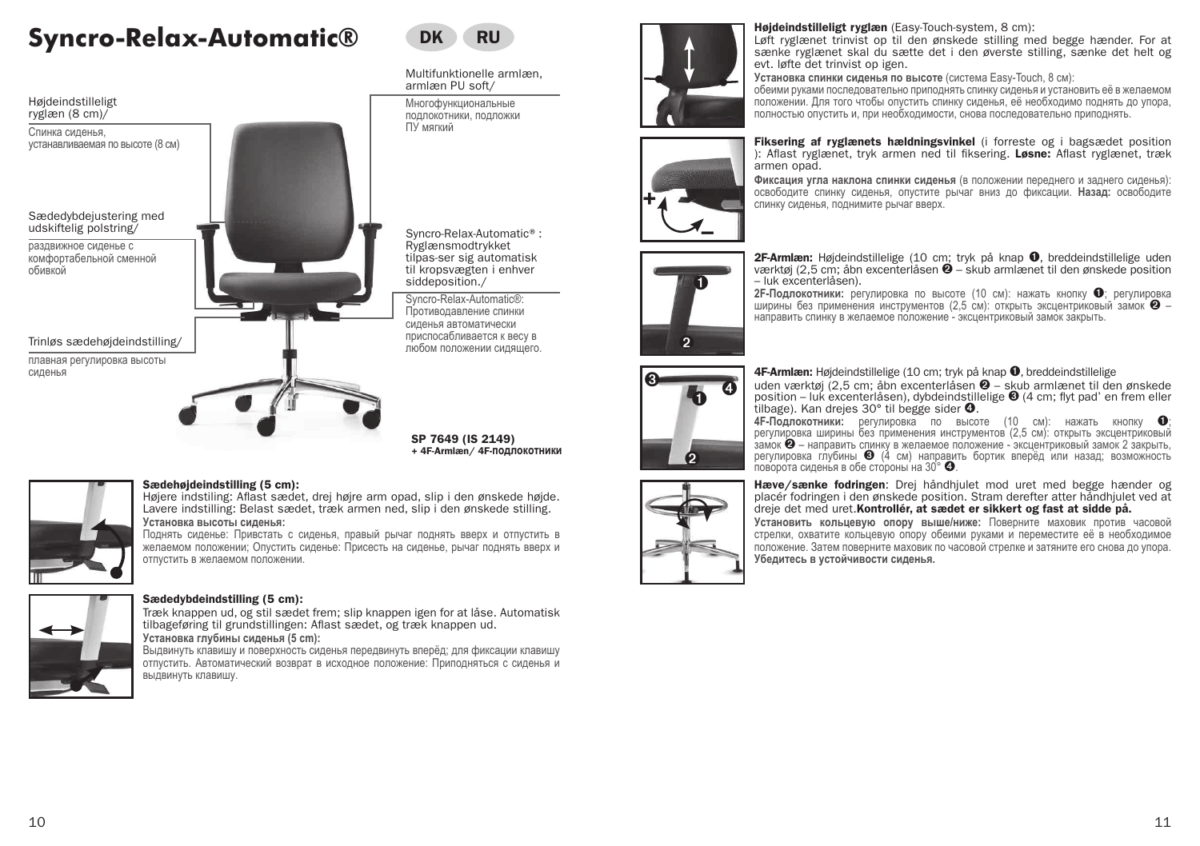# Syncro-Relax-Automatic®

DK RU

Højdeindstilleligt ryglæn (8 cm)/

Спинка сиденья, устанавливаемая по высоте (8 см)

Sædedybdejustering med udskiftelig polstring/

раздвижное сиденье с комфортабельной сменной обивкой

Trinløs sædehøjdeindstilling/

плавная регулировка высоты сиденья

Multifunktionelle armlæn, armlæn PU soft/

Многофункциональные подлокотники, подложки ПУ мягкий

Syncro-Relax-Automatic® : Ryglænsmodtrykket tilpas-ser sig automatisk til kropsvægten i enhver siddeposition./

Syncro-Relax-Automatic®: Противодавление спинки сиденья автоматически приспосабливается к весу в любом положении сидящего.

**SP 7649 (IS 2149)**
**+ 4F-Armlæn/ 4F-ПОДЛОКОТНИКИ**

**Sædehøjdeindstilling (5 cm):**
Højere indstilling: Aflast sædet, drej højre arm opad, slip i den ønskede højde. Lavere indstilling: Belast sædet, træk armen ned, slip i den ønskede stilling.

**Установка высоты сиденья:**
Поднять сиденье: Привстать с сиденья, правый рычаг поднять вверх и отпустить в желаемом положении; Опустить сиденье: Присесть на сиденье, рычаг поднять вверх и отпустить в желаемом положении.

**Sædedybdeindstilling (5 cm):**
Træk knappen ud, og stil sædet frem; slip knappen igen for at låse. Automatisk tilbageføring til grundstillingen: Aflast sædet, og træk knappen ud.

**Установка глубины сиденья (5 cm):**
Выдвинуть клавишу и поверхность сиденья передвинуть вперёд; для фиксации клавишу отпустить. Автоматический возврат в исходное положение: Приподняться с сиденья и выдвинуть клавишу.

**Højdeindstilleligt ryglæn** (Easy-Touch-system, 8 cm):
Løft ryglænet trinvist op til den ønskede stilling med begge hænder. For at sænke ryglænet skal du sætte det i den øverste stilling, sænke det helt og evt. løfte det trinvist op igen.

**Установка спинки сиденья по высоте** (система Easy-Touch, 8 см):
обеими руками последовательно приподнять спинку сиденья и установить её в желаемом положении. Для того чтобы опустить спинку сиденья, её необходимо поднять до упора, полностью опустить и, при необходимости, снова последовательно приподнять.

**Fiksering af ryglænets hældningsvinkel** (i forreste og i bagsædet position ): Aflast ryglænet, tryk armen ned til fiksering. **Løsne:** Aflast ryglænet, træk armen opad.

**Фиксация угла наклона спинки сиденья** (в положении переднего и заднего сиденья): освободите спинку сиденья, опустите рычаг вниз до фиксации. **Назад:** освободите спинку сиденья, поднимите рычаг вверх.

**2F-Armlæn:** Højdeindstillelige (10 cm; tryk på knap ❶, breddeindstillelige uden værktøj (2,5 cm; åbn excenterlåsen ❷ – skub armlænet til den ønskede position – luk excenterlåsen).

**2F-Подлокотники:** регулировка по высоте (10 см): нажать кнопку ❶; регулировка ширины без применения инструментов (2,5 см): открыть эксцентриковый замок ❷ – направить спинку в желаемое положение - эксцентриковый замок закрыть.

**4F-Armlæn:** Højdeindstillelige (10 cm; tryk på knap ❶, breddeindstillelige uden værktøj (2,5 cm; åbn excenterlåsen ❷ – skub armlænet til den ønskede position – luk excenterlåsen), dybdeindstillelige ❸ (4 cm; flyt pad' en frem eller tilbage). Kan drejes 30° til begge sider ❹.

**4F-Подлокотники:** регулировка по высоте (10 см): нажать кнопку ❶; регулировка ширины без применения инструментов (2,5 см): открыть эксцентриковый замок ❷ – направить спинку в желаемое положение - эксцентриковый замок 2 закрыть, регулировка глубины ❸ (4 см) направить бортик вперёд или назад; возможность поворота сиденья в обе стороны на 30° ❹.

**Hæve/sænke fodringen**: Drej håndhjulet mod uret med begge hænder og placér fodringen i den ønskede position. Stram derefter atter håndhjulet ved at dreje det med uret. **Kontrollér, at sædet er sikkert og fast at sidde på.**

**Установить кольцевую опору выше/ниже:** Поверните маховик против часовой стрелки, охватите кольцевую опору обеими руками и переместите её в необходимое положение. Затем поверните маховик по часовой стрелке и затяните его снова до упора. **Убедитесь в устойчивости сиденья.**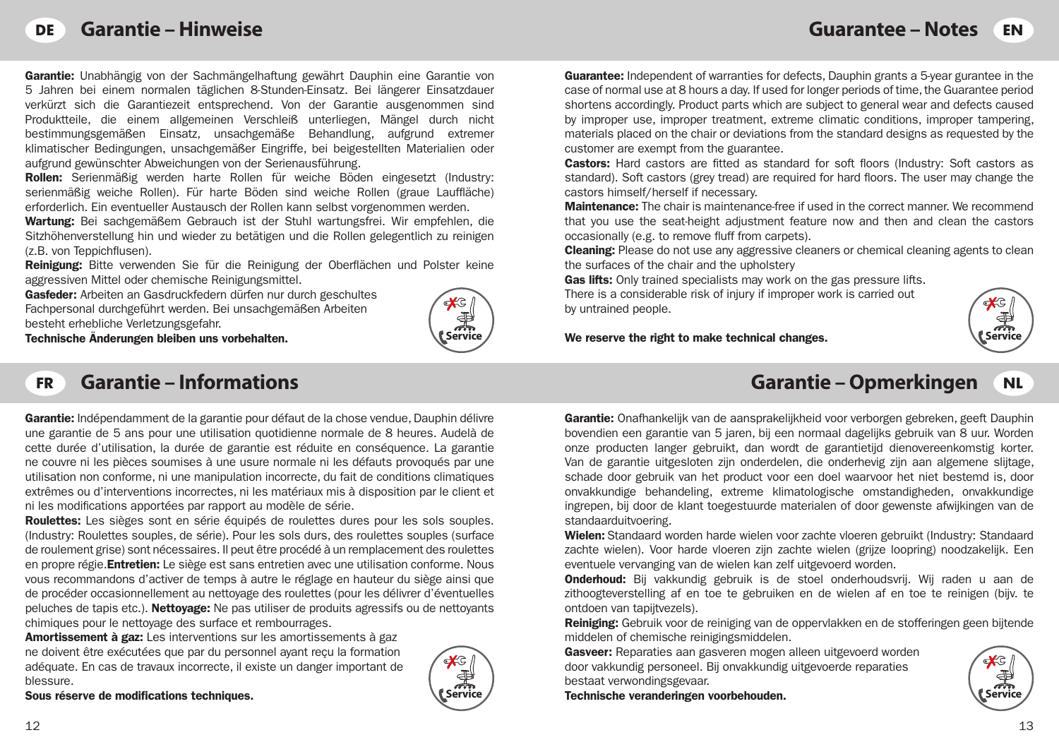## DE Garantie – Hinweise

**Garantie:** Unabhängig von der Sachmängelhaftung gewährt Dauphin eine Garantie von 5 Jahren bei einem normalen täglichen 8-Stunden-Einsatz. Bei längerer Einsatzdauer verkürzt sich die Garantiezeit entsprechend. Von der Garantie ausgenommen sind Produktteile, die einem allgemeinen Verschleiß unterliegen, Mängel durch nicht bestimmungsgemäßen Einsatz, unsachgemäße Behandlung, aufgrund extremer klimatischer Bedingungen, unsachgemäßer Eingriffe, bei beigestellten Materialien oder aufgrund gewünschter Abweichungen von der Serienausführung.
**Rollen:** Serienmäßig werden harte Rollen für weiche Böden eingesetzt (Industry: serienmäßig weiche Rollen). Für harte Böden sind weiche Rollen (graue Lauffläche) erforderlich. Ein eventueller Austausch der Rollen kann selbst vorgenommen werden.
**Wartung:** Bei sachgemäßem Gebrauch ist der Stuhl wartungsfrei. Wir empfehlen, die Sitzhöhenverstellung hin und wieder zu betätigen und die Rollen gelegentlich zu reinigen (z.B. von Teppichflusen).
**Reinigung:** Bitte verwenden Sie für die Reinigung der Oberflächen und Polster keine aggressiven Mittel oder chemische Reinigungsmittel.
**Gasfeder:** Arbeiten an Gasdruckfedern dürfen nur durch geschultes Fachpersonal durchgeführt werden. Bei unsachgemäßen Arbeiten besteht erhebliche Verletzungsgefahr.
**Technische Änderungen bleiben uns vorbehalten.**

Service

## Guarantee – Notes EN

**Guarantee:** Independent of warranties for defects, Dauphin grants a 5-year gurantee in the case of normal use at 8 hours a day. If used for longer periods of time, the Guarantee period shortens accordingly. Product parts which are subject to general wear and defects caused by improper use, improper treatment, extreme climatic conditions, improper tampering, materials placed on the chair or deviations from the standard designs as requested by the customer are exempt from the guarantee.
**Castors:** Hard castors are fitted as standard for soft floors (Industry: Soft castors as standard). Soft castors (grey tread) are required for hard floors. The user may change the castors himself/herself if necessary.
**Maintenance:** The chair is maintenance-free if used in the correct manner. We recommend that you use the seat-height adjustment feature now and then and clean the castors occasionally (e.g. to remove fluff from carpets).
**Cleaning:** Please do not use any aggressive cleaners or chemical cleaning agents to clean the surfaces of the chair and the upholstery
**Gas lifts:** Only trained specialists may work on the gas pressure lifts. There is a considerable risk of injury if improper work is carried out by untrained people.

**We reserve the right to make technical changes.**

Service

## FR Garantie – Informations

**Garantie:** Indépendamment de la garantie pour défaut de la chose vendue, Dauphin délivre une garantie de 5 ans pour une utilisation quotidienne normale de 8 heures. Audelà de cette durée d'utilisation, la durée de garantie est réduite en conséquence. La garantie ne couvre ni les pièces soumises à une usure normale ni les défauts provoqués par une utilisation non conforme, ni une manipulation incorrecte, du fait de conditions climatiques extrêmes ou d'interventions incorrectes, ni les matériaux mis à disposition par le client et ni les modifications apportées par rapport au modèle de série.
**Roulettes:** Les sièges sont en série équipés de roulettes dures pour les sols souples. (Industry: Roulettes souples, de série). Pour les sols durs, des roulettes souples (surface de roulement grise) sont nécessaires. Il peut être procédé à un remplacement des roulettes en propre régie.**Entretien:** Le siège est sans entretien avec une utilisation conforme. Nous vous recommandons d'activer de temps à autre le réglage en hauteur du siège ainsi que de procéder occasionnellement au nettoyage des roulettes (pour les délivrer d'éventuelles peluches de tapis etc.). **Nettoyage:** Ne pas utiliser de produits agressifs ou de nettoyants chimiques pour le nettoyage des surface et rembourrages.
**Amortissement à gaz:** Les interventions sur les amortissements à gaz ne doivent être exécutées que par du personnel ayant reçu la formation adéquate. En cas de travaux incorrecte, il existe un danger important de blessure.
**Sous réserve de modifications techniques.**

Service

## Garantie – Opmerkingen NL

**Garantie:** Onafhankelijk van de aansprakelijkheid voor verborgen gebreken, geeft Dauphin bovendien een garantie van 5 jaren, bij een normaal dagelijks gebruik van 8 uur. Worden onze producten langer gebruikt, dan wordt de garantietijd dienovereenkomstig korter. Van de garantie uitgesloten zijn onderdelen, die onderhevig zijn aan algemene slijtage, schade door gebruik van het product voor een doel waarvoor het niet bestemd is, door onvakkundige behandeling, extreme klimatologische omstandigheden, onvakkundige ingrepen, bij door de klant toegestuurde materialen of door gewenste afwijkingen van de standaarduitvoering.
**Wielen:** Standaard worden harde wielen voor zachte vloeren gebruikt (Industry: Standaard zachte wielen). Voor harde vloeren zijn zachte wielen (grijze loopring) noodzakelijk. Een eventuele vervanging van de wielen kan zelf uitgevoerd worden.
**Onderhoud:** Bij vakkundig gebruik is de stoel onderhoudsvrij. Wij raden u aan de zithoogteverstelling af en toe te gebruiken en de wielen af en toe te reinigen (bijv. te ontdoen van tapijtvezels).
**Reiniging:** Gebruik voor de reiniging van de oppervlakken en de stofferingen geen bijtende middelen of chemische reinigingsmiddelen.
**Gasveer:** Reparaties aan gasveren mogen alleen uitgevoerd worden door vakkundig personeel. Bij onvakkundig uitgevoerde reparaties bestaat verwondingsgevaar.
**Technische veranderingen voorbehouden.**

Service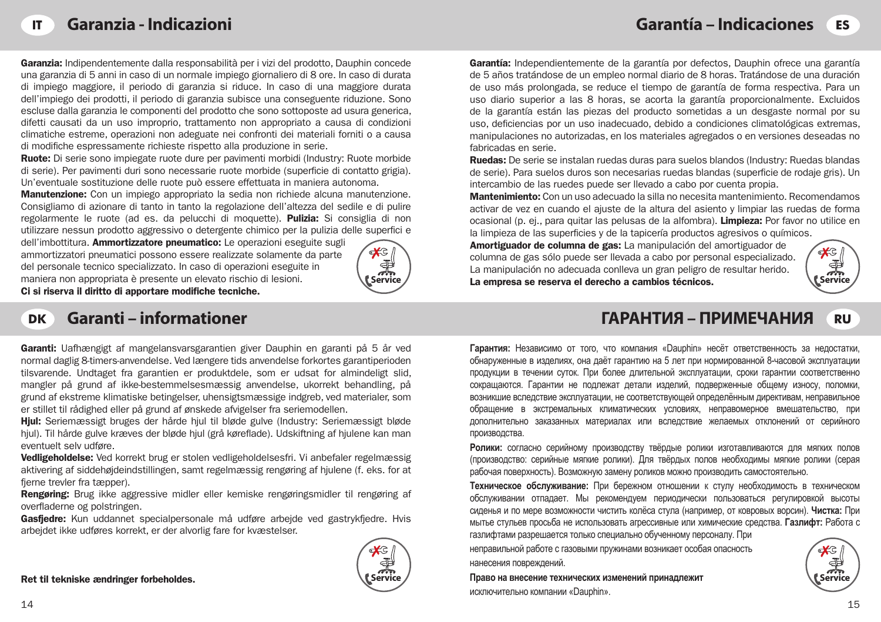## IT Garanzia - Indicazioni

**Garanzia:** Indipendentemente dalla responsabilità per i vizi del prodotto, Dauphin concede una garanzia di 5 anni in caso di un normale impiego giornaliero di 8 ore. In caso di durata di impiego maggiore, il periodo di garanzia si riduce. In caso di una maggiore durata dell'impiego dei prodotti, il periodo di garanzia subisce una conseguente riduzione. Sono escluse dalla garanzia le componenti del prodotto che sono sottoposte ad usura generica, difetti causati da un uso improprio, trattamento non appropriato a causa di condizioni climatiche estreme, operazioni non adeguate nei confronti dei materiali forniti o a causa di modifiche espressamente richieste rispetto alla produzione in serie.

**Ruote:** Di serie sono impiegate ruote dure per pavimenti morbidi (Industry: Ruote morbide di serie). Per pavimenti duri sono necessarie ruote morbide (superficie di contatto grigia). Un'eventuale sostituzione delle ruote può essere effettuata in maniera autonoma.

**Manutenzione:** Con un impiego appropriato la sedia non richiede alcuna manutenzione. Consigliamo di azionare di tanto in tanto la regolazione dell'altezza del sedile e di pulire regolarmente le ruote (ad es. da pelucchi di moquette). **Pulizia:** Si consiglia di non utilizzare nessun prodotto aggressivo o detergente chimico per la pulizia delle superfici e dell'imbottitura. **Ammortizzatore pneumatico:** Le operazioni eseguite sugli ammortizzatori pneumatici possono essere realizzate solamente da parte del personale tecnico specializzato. In caso di operazioni eseguite in maniera non appropriata è presente un elevato rischio di lesioni.

**Ci si riserva il diritto di apportare modifiche tecniche.**

## Garantía – Indicaciones ES

**Garantía:** Independientemente de la garantía por defectos, Dauphin ofrece una garantía de 5 años tratándose de un empleo normal diario de 8 horas. Tratándose de una duración de uso más prolongada, se reduce el tiempo de garantía de forma respectiva. Para un uso diario superior a las 8 horas, se acorta la garantía proporcionalmente. Excluidos de la garantía están las piezas del producto sometidas a un desgaste normal por su uso, deficiencias por un uso inadecuado, debido a condiciones climatológicas extremas, manipulaciones no autorizadas, en los materiales agregados o en versiones deseadas no fabricadas en serie.

**Ruedas:** De serie se instalan ruedas duras para suelos blandos (Industry: Ruedas blandas de serie). Para suelos duros son necesarias ruedas blandas (superficie de rodaje gris). Un intercambio de las ruedes puede ser llevado a cabo por cuenta propia.

**Mantenimiento:** Con un uso adecuado la silla no necesita mantenimiento. Recomendamos activar de vez en cuando el ajuste de la altura del asiento y limpiar las ruedas de forma ocasional (p. ej., para quitar las pelusas de la alfombra). **Limpieza:** Por favor no utilice en la limpieza de las superficies y de la tapicería productos agresivos o químicos.

**Amortiguador de columna de gas:** La manipulación del amortiguador de columna de gas sólo puede ser llevada a cabo por personal especializado. La manipulación no adecuada conlleva un gran peligro de resultar herido.

**La empresa se reserva el derecho a cambios técnicos.**

## DK Garanti – informationer

**Garanti:** Uafhængigt af mangelansvarsgarantien giver Dauphin en garanti på 5 år ved normal daglig 8-timers-anvendelse. Ved længere tids anvendelse forkortes garantiperioden tilsvarende. Undtaget fra garantien er produktdele, som er udsat for almindeligt slid, mangler på grund af ikke-bestemmelsesmæssig anvendelse, ukorrekt behandling, på grund af ekstreme klimatiske betingelser, uhensigtsmæssige indgreb, ved materialer, som er stillet til rådighed eller på grund af ønskede afvigelser fra seriemodellen.

**Hjul:** Seriemæssigt bruges der hårde hjul til bløde gulve (Industry: Seriemæssigt bløde hjul). Til hårde gulve kræves der bløde hjul (grå køreflade). Udskiftning af hjulene kan man eventuelt selv udføre.

**Vedligeholdelse:** Ved korrekt brug er stolen vedligeholdelsesfri. Vi anbefaler regelmæssig aktivering af siddehøjdeindstillingen, samt regelmæssig rengøring af hjulene (f. eks. for at fjerne trevler fra tæpper).

**Rengøring:** Brug ikke aggressive midler eller kemiske rengøringsmidler til rengøring af overfladerne og polstringen.

**Gasfjedre:** Kun uddannet specialpersonale må udføre arbejde ved gastrykfjedre. Hvis arbejdet ikke udføres korrekt, er der alvorlig fare for kvæstelser.

**Ret til tekniske ændringer forbeholdes.**

## ГАРАНТИЯ – ПРИМЕЧАНИЯ RU

**Гарантия:** Независимо от того, что компания «Dauphin» несёт ответственность за недостатки, обнаруженные в изделиях, она даёт гарантию на 5 лет при нормированной 8-часовой эксплуатации продукции в течении суток. При более длительной эксплуатации, сроки гарантии соответственно сокращаются. Гарантии не подлежат детали изделий, подверженные общему износу, поломки, возникшие вследствие эксплуатации, не соответствующей определённым директивам, неправильное обращение в экстремальных климатических условиях, неправомерное вмешательство, при дополнительно заказанных материалах или вследствие желаемых отклонений от серийного производства.

**Ролики:** согласно серийному производству твёрдые ролики изготавливаются для мягких полов (производство: серийные мягкие ролики). Для твёрдых полов необходимы мягкие ролики (серая рабочая поверхность). Возможную замену роликов можно производить самостоятельно.

**Техническое обслуживание:** При бережном отношении к стулу необходимость в техническом обслуживании отпадает. Мы рекомендуем периодически пользоваться регулировкой высоты сиденья и по мере возможности чистить колёса стула (например, от ковровых ворсин). **Чистка:** При мытье стульев просьба не использовать агрессивные или химические средства. **Газлифт:** Работа с газлифтами разрешается только специально обученному персоналу. При неправильной работе с газовыми пружинами возникает особая опасность нанесения повреждений.

**Право на внесение технических изменений принадлежит** исключительно компании «Dauphin».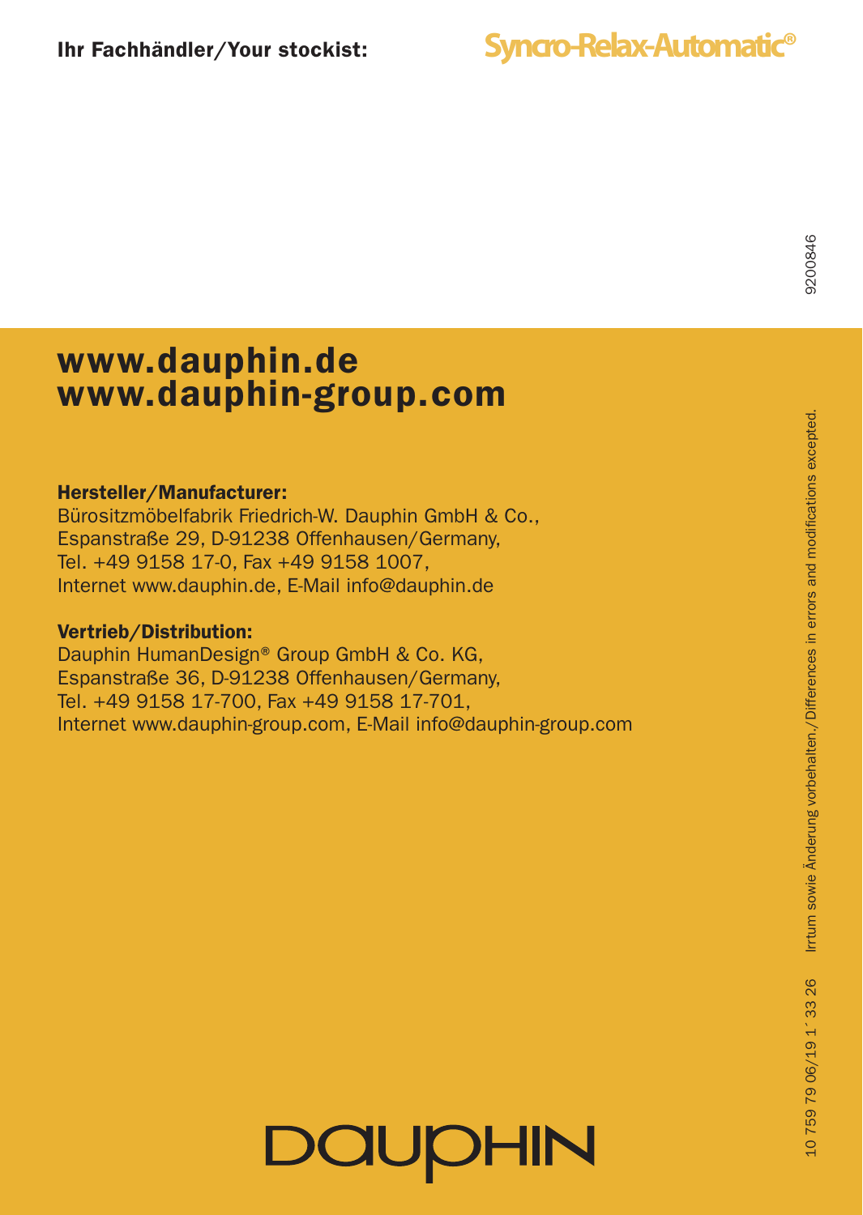**Ihr Fachhändler/Your stockist:**

Syncro-Relax-Automatic®

# www.dauphin.de
# www.dauphin-group.com

**Hersteller/Manufacturer:**
Bürositzmöbelfabrik Friedrich-W. Dauphin GmbH & Co.,
Espanstraße 29, D-91238 Offenhausen/Germany,
Tel. +49 9158 17-0, Fax +49 9158 1007,
Internet www.dauphin.de, E-Mail info@dauphin.de

**Vertrieb/Distribution:**
Dauphin HumanDesign® Group GmbH & Co. KG,
Espanstraße 36, D-91238 Offenhausen/Germany,
Tel. +49 9158 17-700, Fax +49 9158 17-701,
Internet www.dauphin-group.com, E-Mail info@dauphin-group.com

DAUPHIN

9200846

10 759 79 06/19 1´33 26 Irrtum sowie Änderung vorbehalten./Differences in errors and modifications excepted.